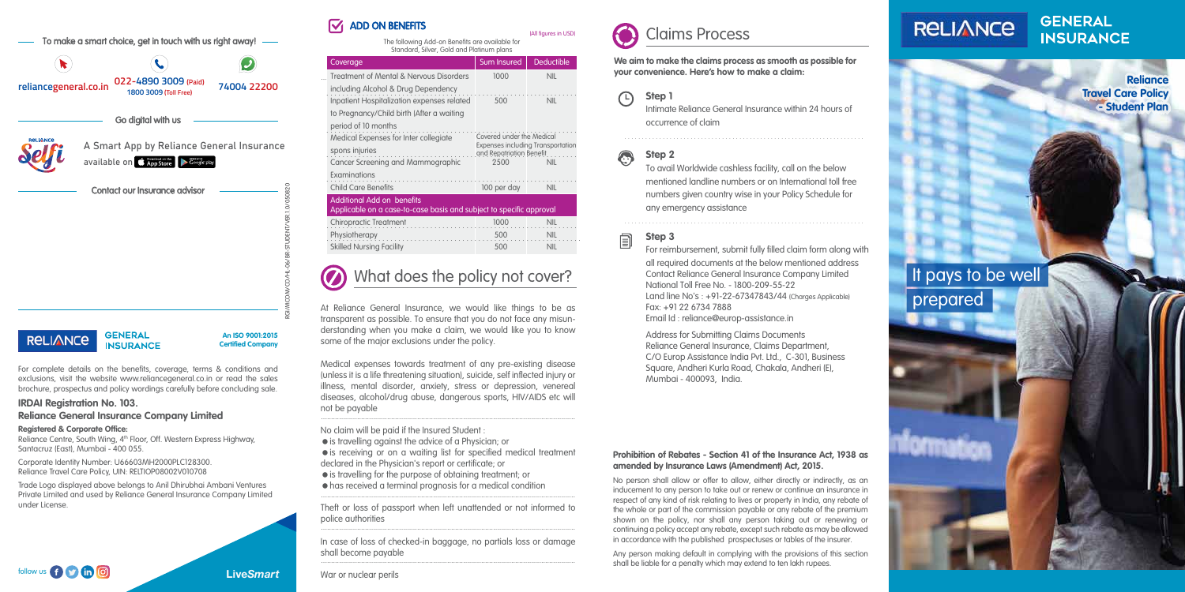To make a smart choice, get in touch with us right away!

reliancegeneral.co.in | 022-4890 3009 (Paid) 1800 3009 (Toll Free) | 74004 22200

Go digital with us

A Smart App by Reliance General Insurance available on App Store, Google play

Contact our Insurance advisor

RGI/MCOM/CO/HL-06/BR-STUDENT/VER 1.0/050820

**RELIANCE GENERAL INSURANCE** — An ISO 9001:2015 Certified Company

For complete details on the benefits, coverage, terms & conditions and exclusions, visit the website www.reliancegeneral.co.in or read the sales brochure, prospectus and policy wordings carefully before concluding sale.

**IRDAI Registration No. 103.**

**Reliance General Insurance Company Limited**

**Registered & Corporate Office:**

Reliance Centre, South Wing, 4th Floor, Off. Western Express Highway, Santacruz (East), Mumbai - 400 055.

Corporate Identity Number: U66603MH2000PLC128300.
Reliance Travel Care Policy, UIN: RELTIOP08002V010708

Trade Logo displayed above belongs to Anil Dhirubhai Ambani Ventures Private Limited and used by Reliance General Insurance Company Limited under License.

follow us

*LiveSmart*

## ADD ON BENEFITS

(All figures in USD)

The following Add-on Benefits are available for Standard, Silver, Gold and Platinum plans

| Coverage | Sum Insured | Deductible |
|---|---|---|
| Treatment of Mental & Nervous Disorders including Alcohol & Drug Dependency | 1000 | NIL |
| Inpatient Hospitalization expenses related to Pregnancy/Child birth (After a waiting period of 10 months | 500 | NIL |
| Medical Expenses for Inter collegiate spons injuries | Covered under the Medical Expenses including Transportation and Repatriation Benefit | |
| Cancer Screening and Mammographic Examinations | 2500 | NIL |
| Child Care Benefits | 100 per day | NIL |
| Additional Add on benefits Applicable on a case-to-case basis and subject to specific approval | | |
| Chiropractic Treatment | 1000 | NIL |
| Physiotherapy | 500 | NIL |
| Skilled Nursing Facility | 500 | NIL |

## What does the policy not cover?

At Reliance General Insurance, we would like things to be as transparent as possible. To ensure that you do not face any misunderstanding when you make a claim, we would like you to know some of the major exclusions under the policy.

Medical expenses towards treatment of any pre-existing disease (unless it is a life threatening situation), suicide, self inflected injury or illness, mental disorder, anxiety, stress or depression, venereal diseases, alcohol/drug abuse, dangerous sports, HIV/AIDS etc will not be payable

No claim will be paid if the Insured Student :

- is travelling against the advice of a Physician; or
- is receiving or on a waiting list for specified medical treatment declared in the Physician's report or certificate; or
- is travelling for the purpose of obtaining treatment; or
- has received a terminal prognosis for a medical condition

Theft or loss of passport when left unattended or not informed to police authorities

In case of loss of checked-in baggage, no partials loss or damage shall become payable

War or nuclear perils

## Claims Process

**We aim to make the claims process as smooth as possible for your convenience. Here's how to make a claim:**

### Step 1

Intimate Reliance General Insurance within 24 hours of occurrence of claim

### Step 2

To avail Worldwide cashless facility, call on the below mentioned landline numbers or on International toll free numbers given country wise in your Policy Schedule for any emergency assistance

### Step 3

For reimbursement, submit fully filled claim form along with all required documents at the below mentioned address
Contact Reliance General Insurance Company Limited
National Toll Free No. - 1800-209-55-22
Land line No's : +91-22-67347843/44 (Charges Applicable)
Fax: +91 22 6734 7888
Email Id : reliance@europ-assistance.in

Address for Submitting Claims Documents
Reliance General Insurance, Claims Department,
C/O Europ Assistance India Pvt. Ltd., C-301, Business Square, Andheri Kurla Road, Chakala, Andheri (E), Mumbai - 400093, India.

**Prohibition of Rebates - Section 41 of the Insurance Act, 1938 as amended by Insurance Laws (Amendment) Act, 2015.**

No person shall allow or offer to allow, either directly or indirectly, as an inducement to any person to take out or renew or continue an insurance in respect of any kind of risk relating to lives or property in India, any rebate of the whole or part of the commission payable or any rebate of the premium shown on the policy, nor shall any person taking out or renewing or continuing a policy accept any rebate, except such rebate as may be allowed in accordance with the published prospectuses or tables of the insurer.

Any person making default in complying with the provisions of this section shall be liable for a penalty which may extend to ten lakh rupees.

# RELIANCE GENERAL INSURANCE

**Reliance Travel Care Policy - Student Plan**

It pays to be well prepared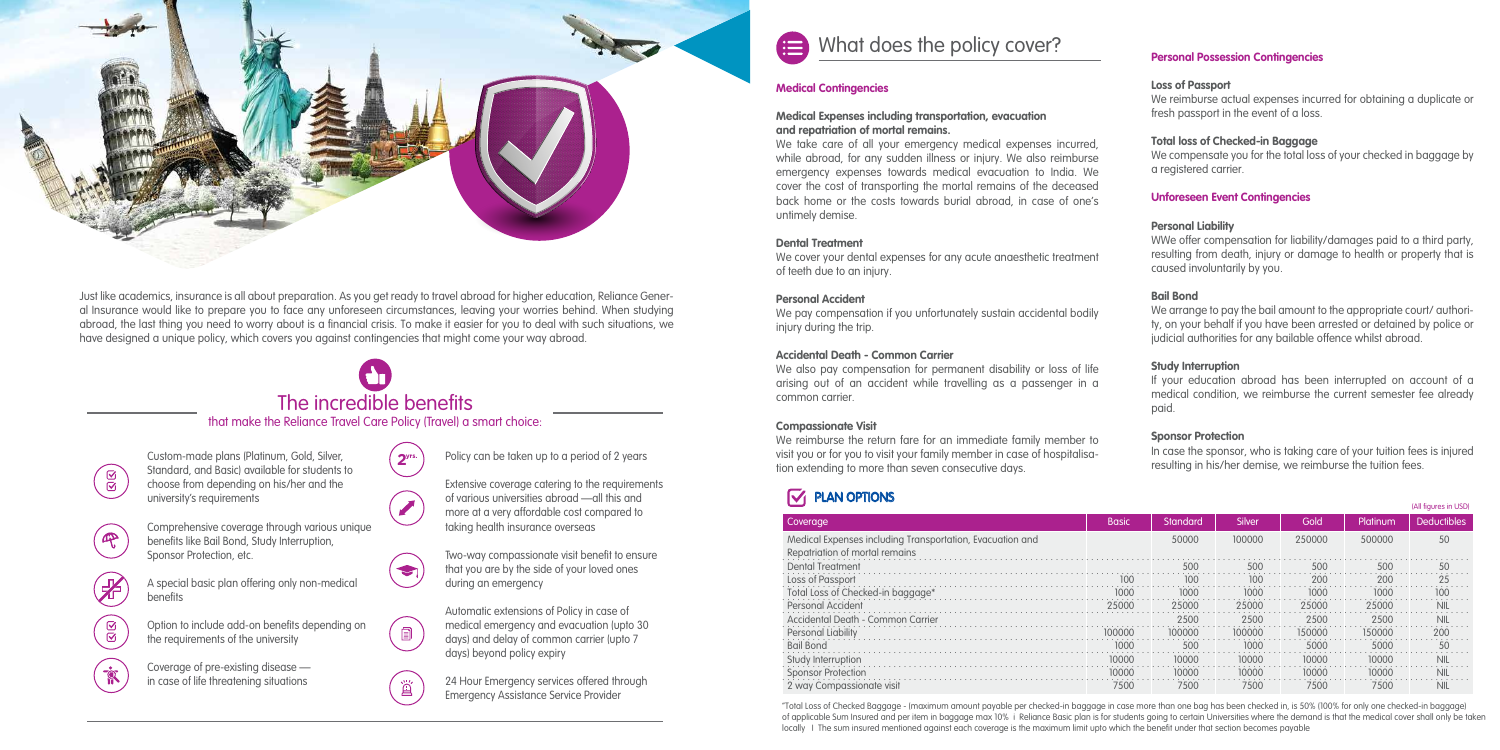Just like academics, insurance is all about preparation. As you get ready to travel abroad for higher education, Reliance General Insurance would like to prepare you to face any unforeseen circumstances, leaving your worries behind. When studying abroad, the last thing you need to worry about is a financial crisis. To make it easier for you to deal with such situations, we have designed a unique policy, which covers you against contingencies that might come your way abroad.

## The incredible benefits

that make the Reliance Travel Care Policy (Travel) a smart choice:

- Custom-made plans (Platinum, Gold, Silver, Standard, and Basic) available for students to choose from depending on his/her and the university's requirements
- Comprehensive coverage through various unique benefits like Bail Bond, Study Interruption, Sponsor Protection, etc.
- A special basic plan offering only non-medical benefits
- Option to include add-on benefits depending on the requirements of the university
- Coverage of pre-existing disease — in case of life threatening situations
- Policy can be taken up to a period of 2 years
- Extensive coverage catering to the requirements of various universities abroad —all this and more at a very affordable cost compared to taking health insurance overseas
- Two-way compassionate visit benefit to ensure that you are by the side of your loved ones during an emergency
- Automatic extensions of Policy in case of medical emergency and evacuation (upto 30 days) and delay of common carrier (upto 7 days) beyond policy expiry
- 24 Hour Emergency services offered through Emergency Assistance Service Provider

## What does the policy cover?

### Medical Contingencies

**Medical Expenses including transportation, evacuation and repatriation of mortal remains.**

We take care of all your emergency medical expenses incurred, while abroad, for any sudden illness or injury. We also reimburse emergency expenses towards medical evacuation to India. We cover the cost of transporting the mortal remains of the deceased back home or the costs towards burial abroad, in case of one's untimely demise.

**Dental Treatment**

We cover your dental expenses for any acute anaesthetic treatment of teeth due to an injury.

**Personal Accident**

We pay compensation if you unfortunately sustain accidental bodily injury during the trip.

**Accidental Death - Common Carrier**

We also pay compensation for permanent disability or loss of life arising out of an accident while travelling as a passenger in a common carrier.

**Compassionate Visit**

We reimburse the return fare for an immediate family member to visit you or for you to visit your family member in case of hospitalisation extending to more than seven consecutive days.

### Personal Possession Contingencies

**Loss of Passport**

We reimburse actual expenses incurred for obtaining a duplicate or fresh passport in the event of a loss.

**Total loss of Checked-in Baggage**

We compensate you for the total loss of your checked in baggage by a registered carrier.

### Unforeseen Event Contingencies

**Personal Liability**

WWe offer compensation for liability/damages paid to a third party, resulting from death, injury or damage to health or property that is caused involuntarily by you.

**Bail Bond**

We arrange to pay the bail amount to the appropriate court/ authority, on your behalf if you have been arrested or detained by police or judicial authorities for any bailable offence whilst abroad.

**Study Interruption**

If your education abroad has been interrupted on account of a medical condition, we reimburse the current semester fee already paid.

**Sponsor Protection**

In case the sponsor, who is taking care of your tuition fees is injured resulting in his/her demise, we reimburse the tuition fees.

## PLAN OPTIONS

(All figures in USD)

| Coverage | Basic | Standard | Silver | Gold | Platinum | Deductibles |
|---|---|---|---|---|---|---|
| Medical Expenses including Transportation, Evacuation and Repatriation of mortal remains | | 50000 | 100000 | 250000 | 500000 | 50 |
| Dental Treatment | | 500 | 500 | 500 | 500 | 50 |
| Loss of Passport | 100 | 100 | 100 | 200 | 200 | 25 |
| Total Loss of Checked-in baggage* | 1000 | 1000 | 1000 | 1000 | 1000 | 100 |
| Personal Accident | 25000 | 25000 | 25000 | 25000 | 25000 | NIL |
| Accidental Death - Common Carrier | | 2500 | 2500 | 2500 | 2500 | NIL |
| Personal Liability | 100000 | 100000 | 100000 | 150000 | 150000 | 200 |
| Bail Bond | 1000 | 500 | 1000 | 5000 | 5000 | 50 |
| Study Interruption | 10000 | 10000 | 10000 | 10000 | 10000 | NIL |
| Sponsor Protection | 10000 | 10000 | 10000 | 10000 | 10000 | NIL |
| 2 way Compassionate visit | 7500 | 7500 | 7500 | 7500 | 7500 | NIL |

*Total Loss of Checked Baggage - (maximum amount payable per checked-in baggage in case more than one bag has been checked in, is 50% (100% for only one checked-in baggage) of applicable Sum Insured and per item in baggage max 10% I Reliance Basic plan is for students going to certain Universities where the demand is that the medical cover shall only be taken locally I The sum insured mentioned against each coverage is the maximum limit upto which the benefit under that section becomes payable